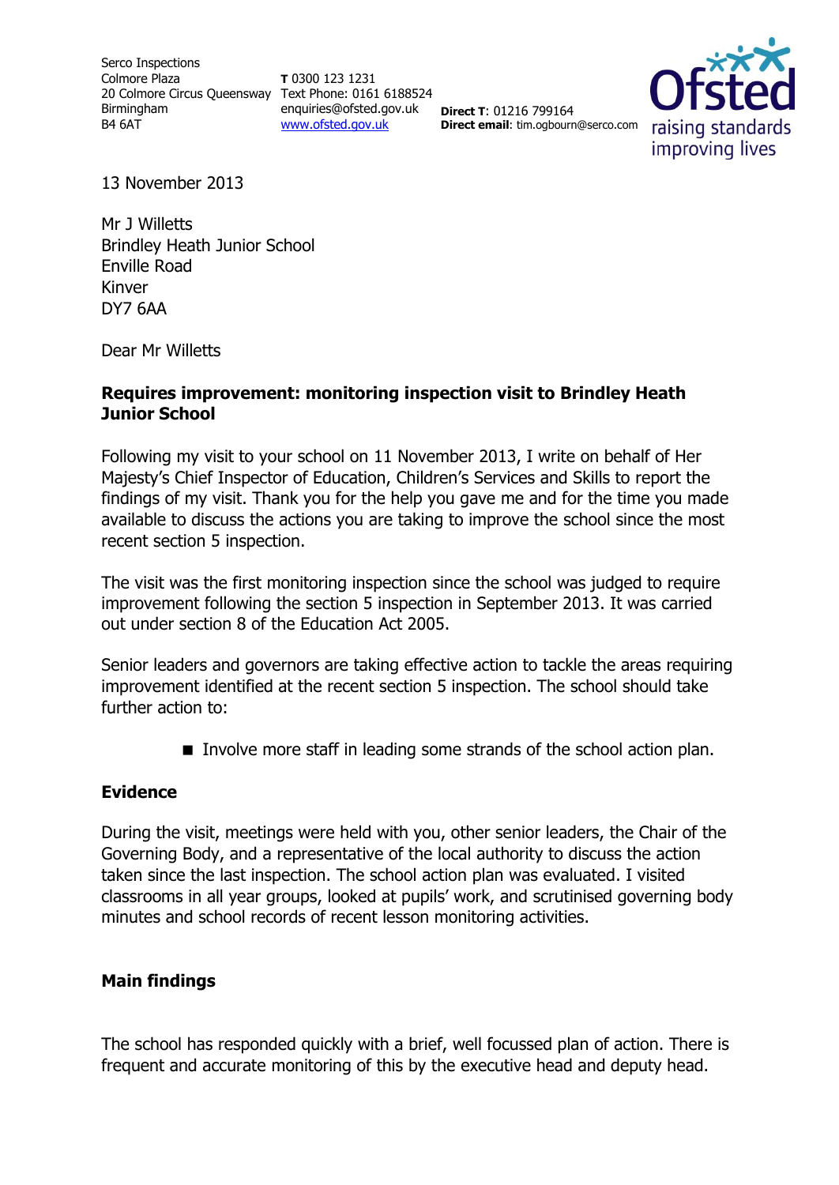Serco Inspections
Colmore Plaza
20 Colmore Circus Queensway
Birmingham
B4 6AT

**T** 0300 123 1231
Text Phone: 0161 6188524
enquiries@ofsted.gov.uk
www.ofsted.gov.uk

**Direct T**: 01216 799164
**Direct email**: tim.ogbourn@serco.com

Ofsted
raising standards
improving lives

13 November 2013

Mr J Willetts
Brindley Heath Junior School
Enville Road
Kinver
DY7 6AA

Dear Mr Willetts

**Requires improvement: monitoring inspection visit to Brindley Heath Junior School**

Following my visit to your school on 11 November 2013, I write on behalf of Her Majesty's Chief Inspector of Education, Children's Services and Skills to report the findings of my visit. Thank you for the help you gave me and for the time you made available to discuss the actions you are taking to improve the school since the most recent section 5 inspection.

The visit was the first monitoring inspection since the school was judged to require improvement following the section 5 inspection in September 2013. It was carried out under section 8 of the Education Act 2005.

Senior leaders and governors are taking effective action to tackle the areas requiring improvement identified at the recent section 5 inspection. The school should take further action to:

- Involve more staff in leading some strands of the school action plan.

**Evidence**

During the visit, meetings were held with you, other senior leaders, the Chair of the Governing Body, and a representative of the local authority to discuss the action taken since the last inspection. The school action plan was evaluated. I visited classrooms in all year groups, looked at pupils' work, and scrutinised governing body minutes and school records of recent lesson monitoring activities.

**Main findings**

The school has responded quickly with a brief, well focussed plan of action. There is frequent and accurate monitoring of this by the executive head and deputy head.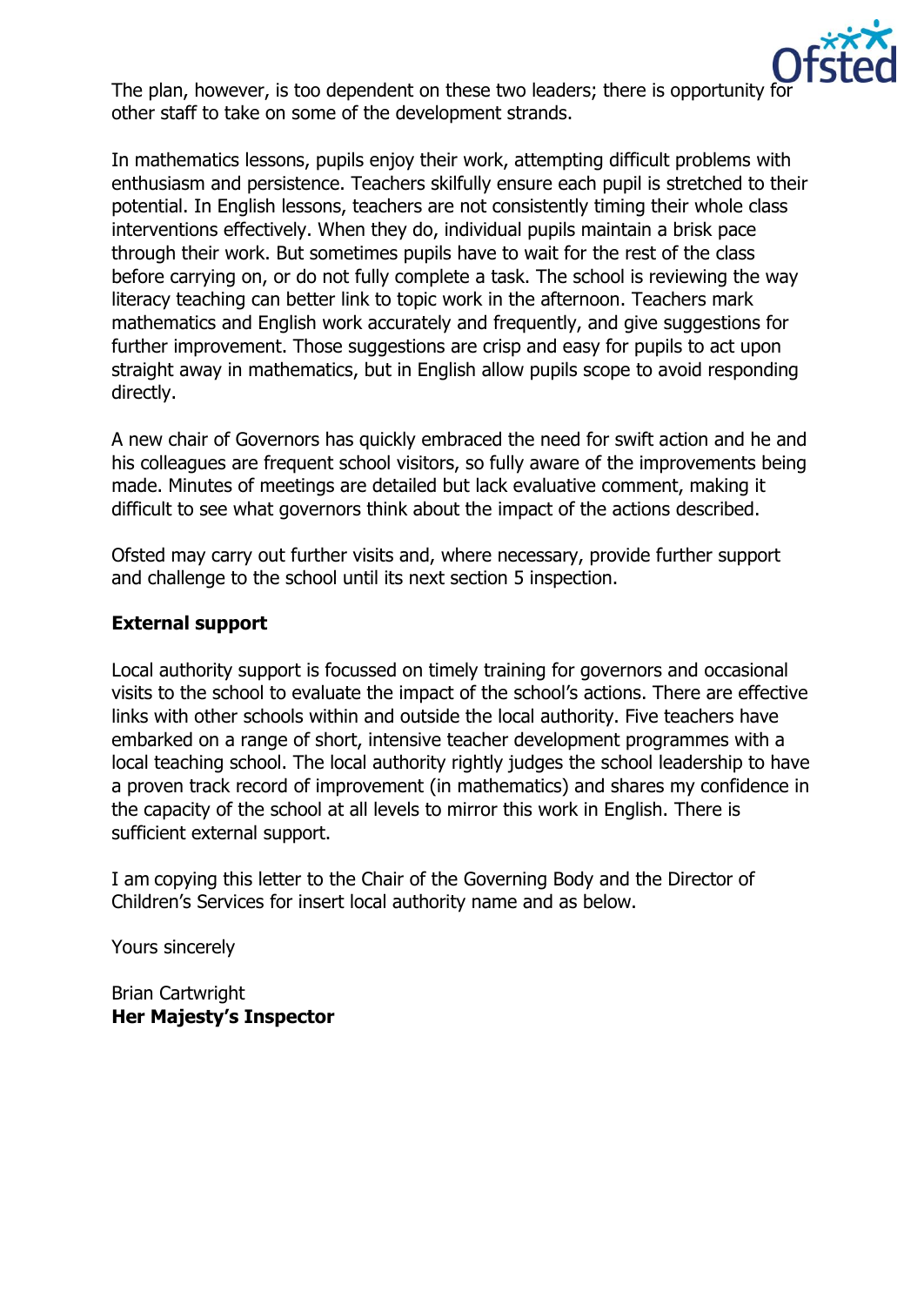The plan, however, is too dependent on these two leaders; there is opportunity for other staff to take on some of the development strands.

In mathematics lessons, pupils enjoy their work, attempting difficult problems with enthusiasm and persistence. Teachers skilfully ensure each pupil is stretched to their potential. In English lessons, teachers are not consistently timing their whole class interventions effectively. When they do, individual pupils maintain a brisk pace through their work. But sometimes pupils have to wait for the rest of the class before carrying on, or do not fully complete a task. The school is reviewing the way literacy teaching can better link to topic work in the afternoon. Teachers mark mathematics and English work accurately and frequently, and give suggestions for further improvement. Those suggestions are crisp and easy for pupils to act upon straight away in mathematics, but in English allow pupils scope to avoid responding directly.

A new chair of Governors has quickly embraced the need for swift action and he and his colleagues are frequent school visitors, so fully aware of the improvements being made. Minutes of meetings are detailed but lack evaluative comment, making it difficult to see what governors think about the impact of the actions described.

Ofsted may carry out further visits and, where necessary, provide further support and challenge to the school until its next section 5 inspection.

**External support**

Local authority support is focussed on timely training for governors and occasional visits to the school to evaluate the impact of the school's actions. There are effective links with other schools within and outside the local authority. Five teachers have embarked on a range of short, intensive teacher development programmes with a local teaching school. The local authority rightly judges the school leadership to have a proven track record of improvement (in mathematics) and shares my confidence in the capacity of the school at all levels to mirror this work in English. There is sufficient external support.

I am copying this letter to the Chair of the Governing Body and the Director of Children's Services for insert local authority name and as below.

Yours sincerely

Brian Cartwright
**Her Majesty's Inspector**